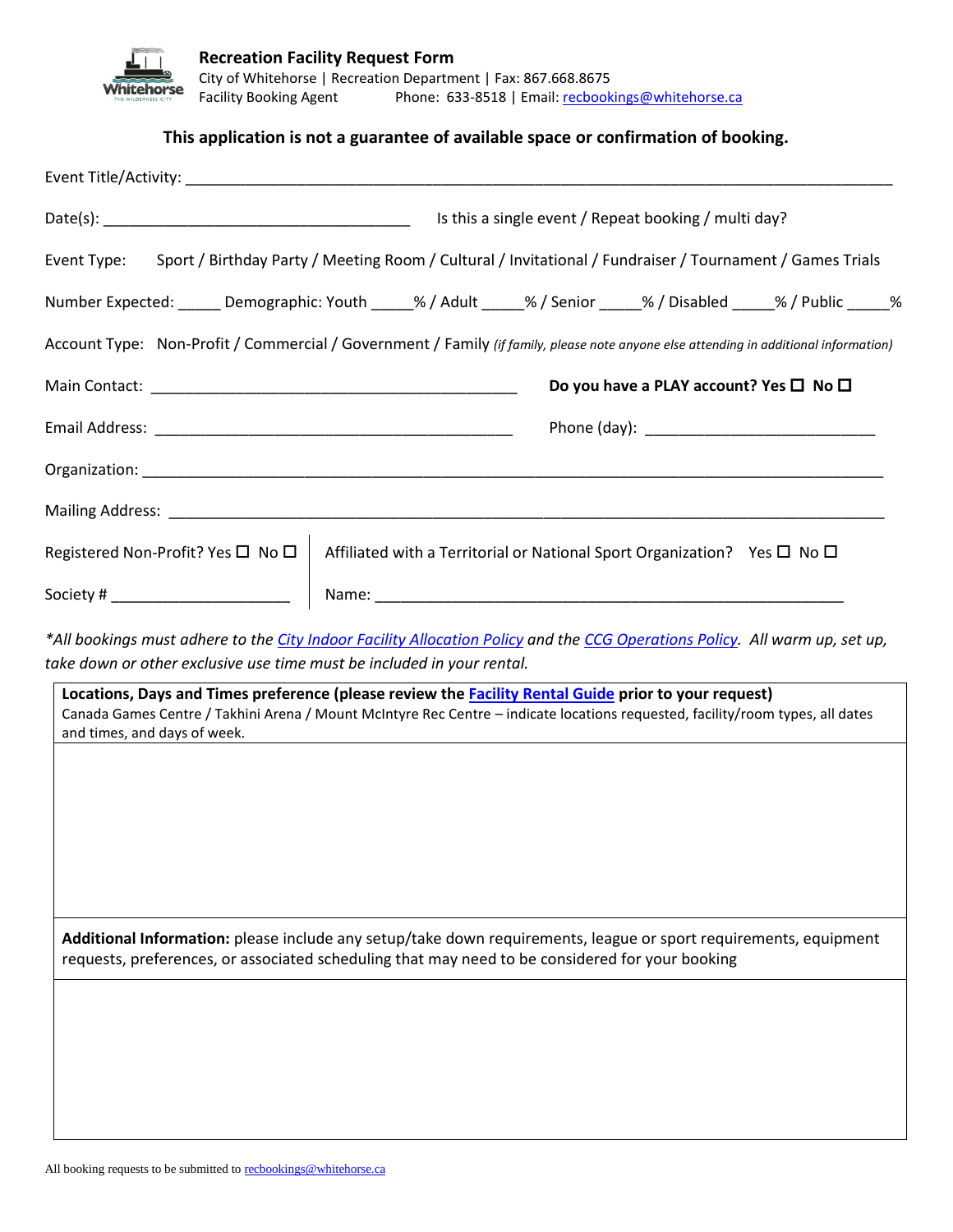# Recreation Facility Request Form

City of Whitehorse | Recreation Department | Fax: 867.668.8675
Facility Booking Agent    Phone: 633-8518 | Email: recbookings@whitehorse.ca

**This application is not a guarantee of available space or confirmation of booking.**

Event Title/Activity: ___________________________________________________________________________________

Date(s): _____________________________________    Is this a single event / Repeat booking / multi day?

Event Type:  Sport / Birthday Party / Meeting Room / Cultural / Invitational / Fundraiser / Tournament / Games Trials

Number Expected: _____ Demographic: Youth _____% / Adult _____% / Senior _____% / Disabled _____% / Public _____%

Account Type:  Non-Profit / Commercial / Government / Family *(if family, please note anyone else attending in additional information)*

Main Contact: ____________________________________________    **Do you have a PLAY account? Yes ☐ No ☐**

Email Address: ___________________________________________    Phone (day): ___________________________

Organization: _____________________________________________________________________________________

Mailing Address: ___________________________________________________________________________________

Registered Non-Profit? Yes ☐ No ☐ | Affiliated with a Territorial or National Sport Organization?  Yes ☐ No ☐

Society # _____________________ | Name: _______________________________________________________

*\*All bookings must adhere to the City Indoor Facility Allocation Policy and the CCG Operations Policy. All warm up, set up, take down or other exclusive use time must be included in your rental.*

**Locations, Days and Times preference (please review the Facility Rental Guide prior to your request)**
Canada Games Centre / Takhini Arena / Mount McIntyre Rec Centre – indicate locations requested, facility/room types, all dates and times, and days of week.

**Additional Information:** please include any setup/take down requirements, league or sport requirements, equipment requests, preferences, or associated scheduling that may need to be considered for your booking

All booking requests to be submitted to recbookings@whitehorse.ca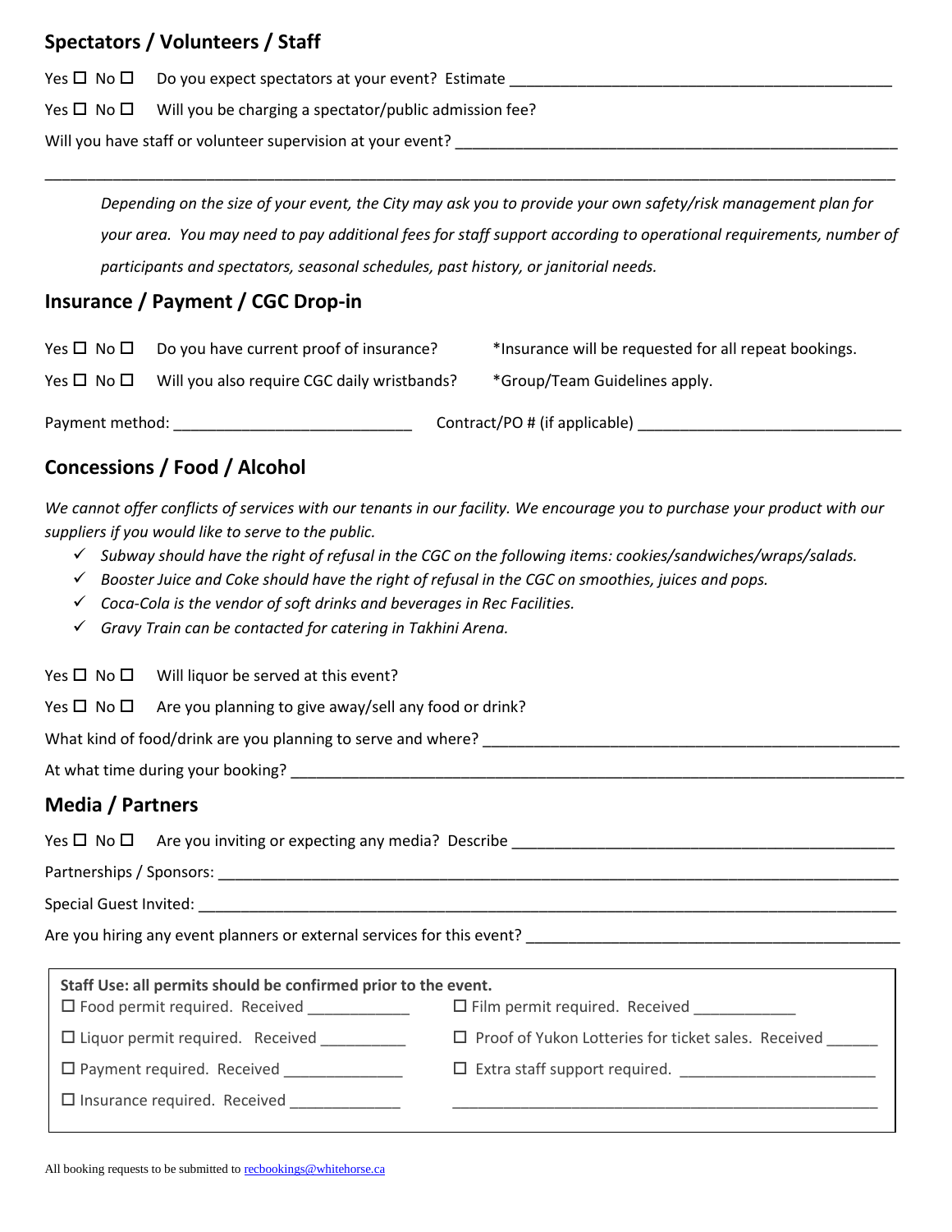## Spectators / Volunteers / Staff

Yes ☐ No ☐ Do you expect spectators at your event? Estimate ______________________________________________

Yes ☐ No ☐ Will you be charging a spectator/public admission fee?

Will you have staff or volunteer supervision at your event? ______________________________________________________

_____________________________________________________________________________________________

*Depending on the size of your event, the City may ask you to provide your own safety/risk management plan for your area. You may need to pay additional fees for staff support according to operational requirements, number of participants and spectators, seasonal schedules, past history, or janitorial needs.*

## Insurance / Payment / CGC Drop-in

Yes ☐ No ☐ Do you have current proof of insurance? *Insurance will be requested for all repeat bookings.

Yes ☐ No ☐ Will you also require CGC daily wristbands? *Group/Team Guidelines apply.

Payment method: ____________________________ Contract/PO # (if applicable) _______________________________

## Concessions / Food / Alcohol

*We cannot offer conflicts of services with our tenants in our facility. We encourage you to purchase your product with our suppliers if you would like to serve to the public.*

- ✓ *Subway should have the right of refusal in the CGC on the following items: cookies/sandwiches/wraps/salads.*
- ✓ *Booster Juice and Coke should have the right of refusal in the CGC on smoothies, juices and pops.*
- ✓ *Coca-Cola is the vendor of soft drinks and beverages in Rec Facilities.*
- ✓ *Gravy Train can be contacted for catering in Takhini Arena.*

Yes ☐ No ☐ Will liquor be served at this event?

Yes ☐ No ☐ Are you planning to give away/sell any food or drink?

What kind of food/drink are you planning to serve and where? __________________________________________________

At what time during your booking? _________________________________________________________________________

## Media / Partners

Yes ☐ No ☐ Are you inviting or expecting any media? Describe _____________________________________________

Partnerships / Sponsors: ________________________________________________________________________________

Special Guest Invited: __________________________________________________________________________________

Are you hiring any event planners or external services for this event? _____________________________________________

**Staff Use: all permits should be confirmed prior to the event.**

| | |
|---|---|
| ☐ Food permit required. Received ____________ | ☐ Film permit required. Received ____________ |
| ☐ Liquor permit required. Received __________ | ☐ Proof of Yukon Lotteries for ticket sales. Received ______ |
| ☐ Payment required. Received ______________ | ☐ Extra staff support required. ________________________ |
| ☐ Insurance required. Received _____________ | _____________________________________________________ |

All booking requests to be submitted to recbookings@whitehorse.ca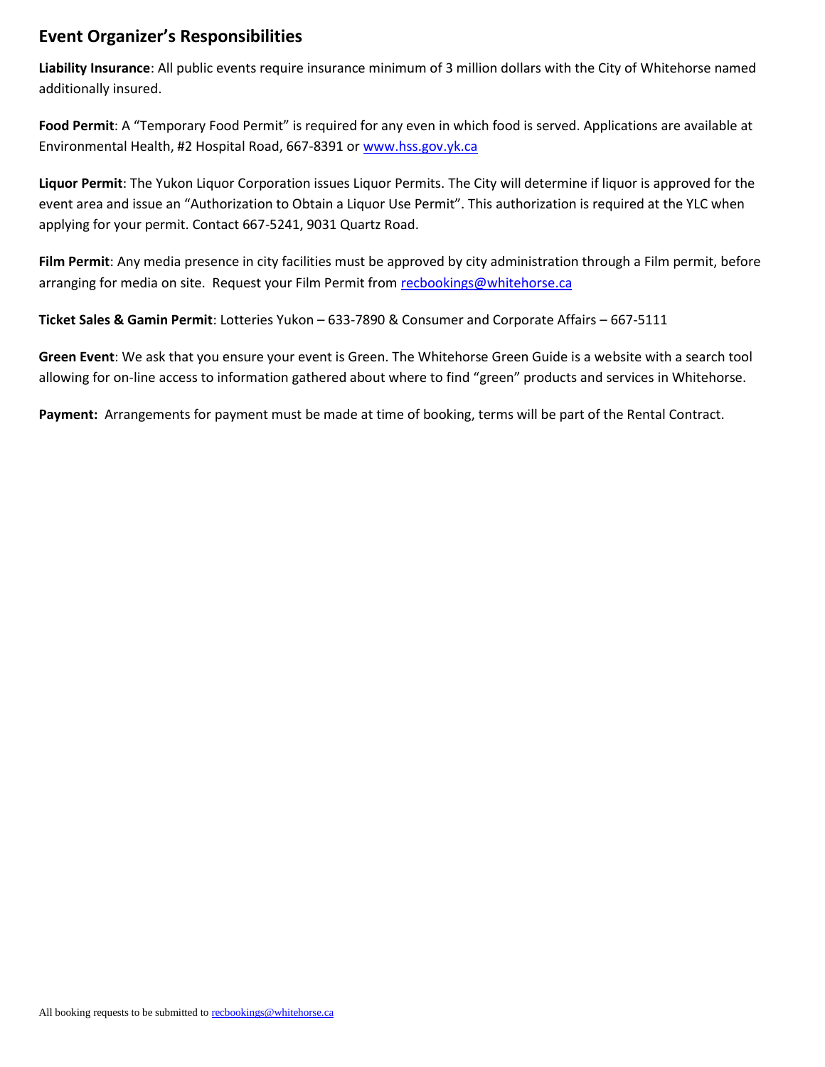## Event Organizer's Responsibilities

**Liability Insurance**: All public events require insurance minimum of 3 million dollars with the City of Whitehorse named additionally insured.

**Food Permit**: A "Temporary Food Permit" is required for any even in which food is served. Applications are available at Environmental Health, #2 Hospital Road, 667-8391 or www.hss.gov.yk.ca

**Liquor Permit**: The Yukon Liquor Corporation issues Liquor Permits. The City will determine if liquor is approved for the event area and issue an "Authorization to Obtain a Liquor Use Permit". This authorization is required at the YLC when applying for your permit. Contact 667-5241, 9031 Quartz Road.

**Film Permit**: Any media presence in city facilities must be approved by city administration through a Film permit, before arranging for media on site. Request your Film Permit from recbookings@whitehorse.ca

**Ticket Sales & Gamin Permit**: Lotteries Yukon – 633-7890 & Consumer and Corporate Affairs – 667-5111

**Green Event**: We ask that you ensure your event is Green. The Whitehorse Green Guide is a website with a search tool allowing for on-line access to information gathered about where to find "green" products and services in Whitehorse.

**Payment:** Arrangements for payment must be made at time of booking, terms will be part of the Rental Contract.